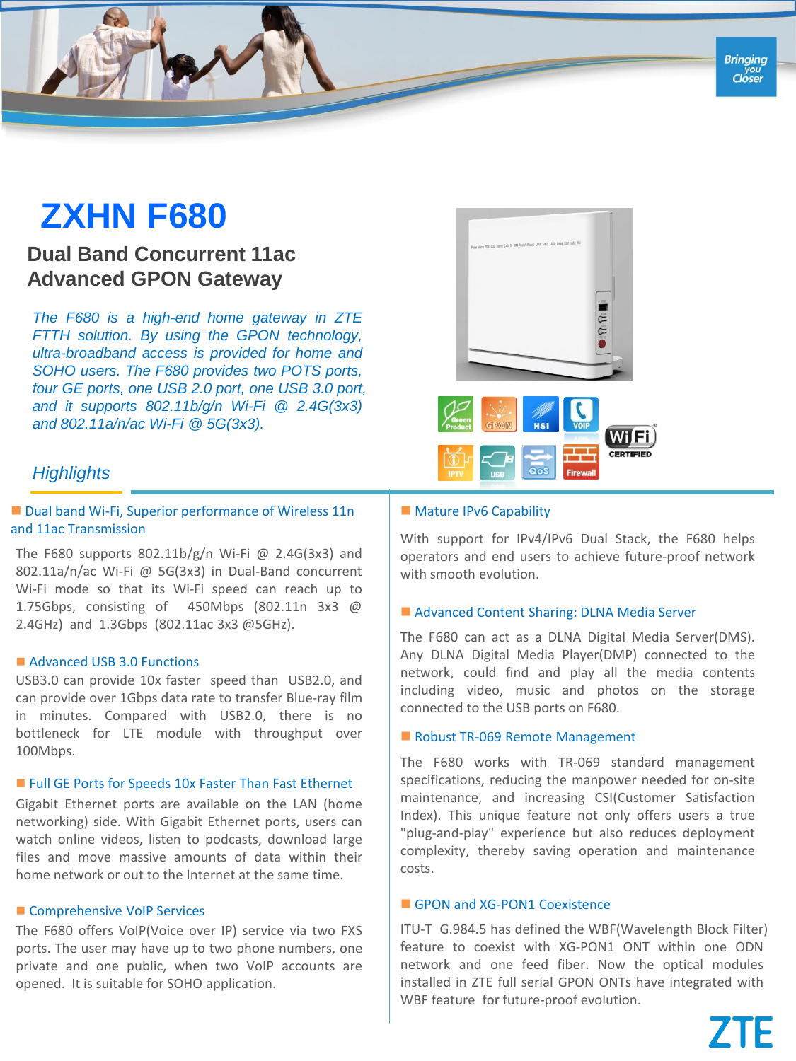# ZXHN F680

## Dual Band Concurrent 11ac Advanced GPON Gateway

*The F680 is a high-end home gateway in ZTE FTTH solution. By using the GPON technology, ultra-broadband access is provided for home and SOHO users. The F680 provides two POTS ports, four GE ports, one USB 2.0 port, one USB 3.0 port, and it supports 802.11b/g/n Wi-Fi @ 2.4G(3x3) and 802.11a/n/ac Wi-Fi @ 5G(3x3).*

## Highlights

### Dual band Wi-Fi, Superior performance of Wireless 11n and 11ac Transmission

The F680 supports 802.11b/g/n Wi-Fi @ 2.4G(3x3) and 802.11a/n/ac Wi-Fi @ 5G(3x3) in Dual-Band concurrent Wi-Fi mode so that its Wi-Fi speed can reach up to 1.75Gbps, consisting of 450Mbps (802.11n 3x3 @ 2.4GHz) and 1.3Gbps (802.11ac 3x3 @5GHz).

### Advanced USB 3.0 Functions

USB3.0 can provide 10x faster speed than USB2.0, and can provide over 1Gbps data rate to transfer Blue-ray film in minutes. Compared with USB2.0, there is no bottleneck for LTE module with throughput over 100Mbps.

### Full GE Ports for Speeds 10x Faster Than Fast Ethernet

Gigabit Ethernet ports are available on the LAN (home networking) side. With Gigabit Ethernet ports, users can watch online videos, listen to podcasts, download large files and move massive amounts of data within their home network or out to the Internet at the same time.

### Comprehensive VoIP Services

The F680 offers VoIP(Voice over IP) service via two FXS ports. The user may have up to two phone numbers, one private and one public, when two VoIP accounts are opened. It is suitable for SOHO application.

### Mature IPv6 Capability

With support for IPv4/IPv6 Dual Stack, the F680 helps operators and end users to achieve future-proof network with smooth evolution.

### Advanced Content Sharing: DLNA Media Server

The F680 can act as a DLNA Digital Media Server(DMS). Any DLNA Digital Media Player(DMP) connected to the network, could find and play all the media contents including video, music and photos on the storage connected to the USB ports on F680.

### Robust TR-069 Remote Management

The F680 works with TR-069 standard management specifications, reducing the manpower needed for on-site maintenance, and increasing CSI(Customer Satisfaction Index). This unique feature not only offers users a true "plug-and-play" experience but also reduces deployment complexity, thereby saving operation and maintenance costs.

### GPON and XG-PON1 Coexistence

ITU-T G.984.5 has defined the WBF(Wavelength Block Filter) feature to coexist with XG-PON1 ONT within one ODN network and one feed fiber. Now the optical modules installed in ZTE full serial GPON ONTs have integrated with WBF feature for future-proof evolution.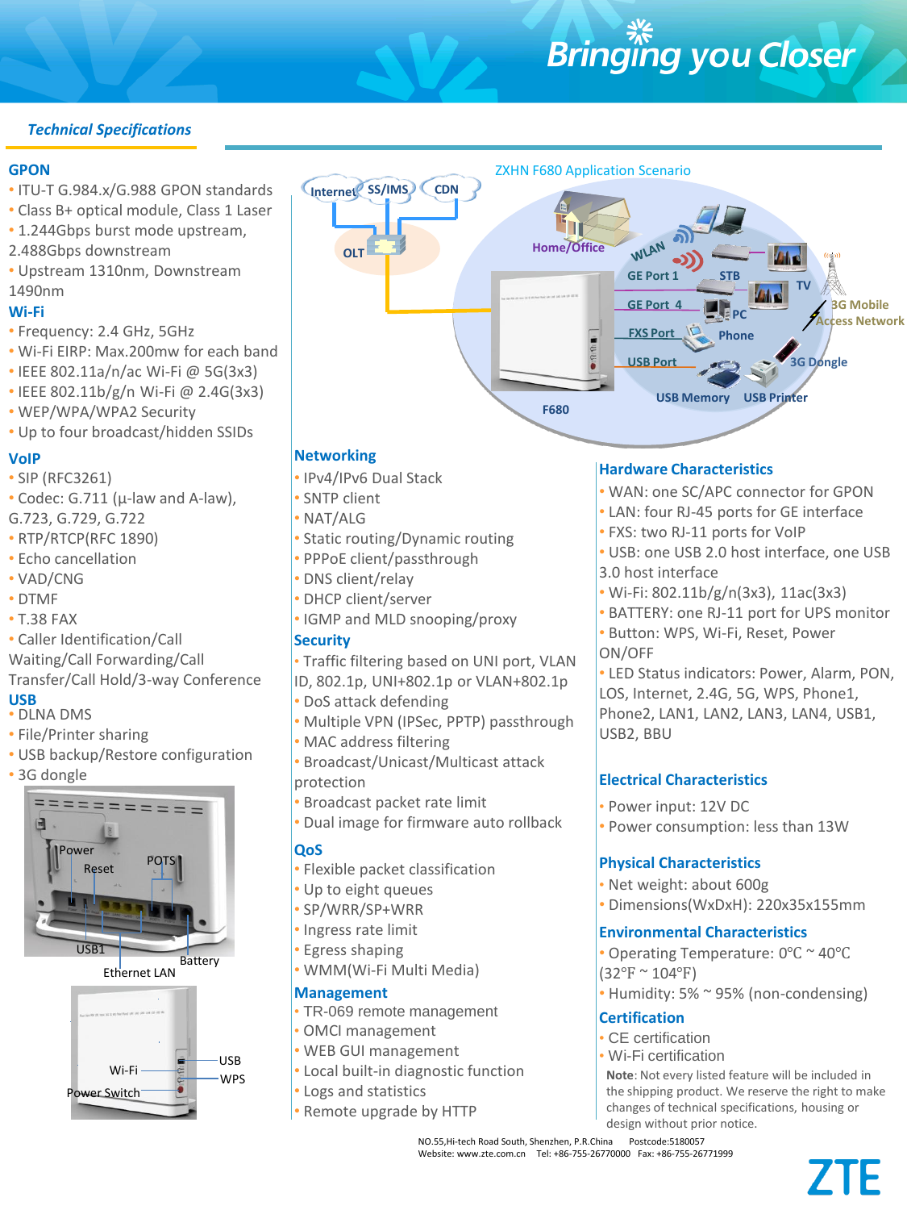## Technical Specifications

### GPON
- ITU-T G.984.x/G.988 GPON standards
- Class B+ optical module, Class 1 Laser
- 1.244Gbps burst mode upstream, 2.488Gbps downstream
- Upstream 1310nm, Downstream 1490nm

### Wi-Fi
- Frequency: 2.4 GHz, 5GHz
- Wi-Fi EIRP: Max.200mw for each band
- IEEE 802.11a/n/ac Wi-Fi @ 5G(3x3)
- IEEE 802.11b/g/n Wi-Fi @ 2.4G(3x3)
- WEP/WPA/WPA2 Security
- Up to four broadcast/hidden SSIDs

### VoIP
- SIP (RFC3261)
- Codec: G.711 (μ-law and A-law), G.723, G.729, G.722
- RTP/RTCP(RFC 1890)
- Echo cancellation
- VAD/CNG
- DTMF
- T.38 FAX
- Caller Identification/Call Waiting/Call Forwarding/Call Transfer/Call Hold/3-way Conference

### USB
- DLNA DMS
- File/Printer sharing
- USB backup/Restore configuration
- 3G dongle

Power
Reset
POTS
USB1
Ethernet LAN
Battery

Wi-Fi
USB
WPS
Power Switch

ZXHN F680 Application Scenario

Internet
SS/IMS
CDN
OLT
Home/Office
WLAN
GE Port 1
GE Port 4
FXS Port
USB Port
STB
TV
PC
Phone
3G Mobile Access Network
3G Dongle
USB Memory
USB Printer
F680

### Networking
- IPv4/IPv6 Dual Stack
- SNTP client
- NAT/ALG
- Static routing/Dynamic routing
- PPPoE client/passthrough
- DNS client/relay
- DHCP client/server
- IGMP and MLD snooping/proxy

### Security
- Traffic filtering based on UNI port, VLAN ID, 802.1p, UNI+802.1p or VLAN+802.1p
- DoS attack defending
- Multiple VPN (IPSec, PPTP) passthrough
- MAC address filtering
- Broadcast/Unicast/Multicast attack protection
- Broadcast packet rate limit
- Dual image for firmware auto rollback

### QoS
- Flexible packet classification
- Up to eight queues
- SP/WRR/SP+WRR
- Ingress rate limit
- Egress shaping
- WMM(Wi-Fi Multi Media)

### Management
- TR-069 remote management
- OMCI management
- WEB GUI management
- Local built-in diagnostic function
- Logs and statistics
- Remote upgrade by HTTP

### Hardware Characteristics
- WAN: one SC/APC connector for GPON
- LAN: four RJ-45 ports for GE interface
- FXS: two RJ-11 ports for VoIP
- USB: one USB 2.0 host interface, one USB 3.0 host interface
- Wi-Fi: 802.11b/g/n(3x3), 11ac(3x3)
- BATTERY: one RJ-11 port for UPS monitor
- Button: WPS, Wi-Fi, Reset, Power ON/OFF
- LED Status indicators: Power, Alarm, PON, LOS, Internet, 2.4G, 5G, WPS, Phone1, Phone2, LAN1, LAN2, LAN3, LAN4, USB1, USB2, BBU

### Electrical Characteristics
- Power input: 12V DC
- Power consumption: less than 13W

### Physical Characteristics
- Net weight: about 600g
- Dimensions(WxDxH): 220x35x155mm

### Environmental Characteristics
- Operating Temperature: 0℃ ~ 40℃ (32℉ ~ 104℉)
- Humidity: 5% ~ 95% (non-condensing)

### Certification
- CE certification
- Wi-Fi certification

**Note**: Not every listed feature will be included in the shipping product. We reserve the right to make changes of technical specifications, housing or design without prior notice.

NO.55,Hi-tech Road South, Shenzhen, P.R.China Postcode:5180057
Website: www.zte.com.cn Tel: +86-755-26770000 Fax: +86-755-26771999